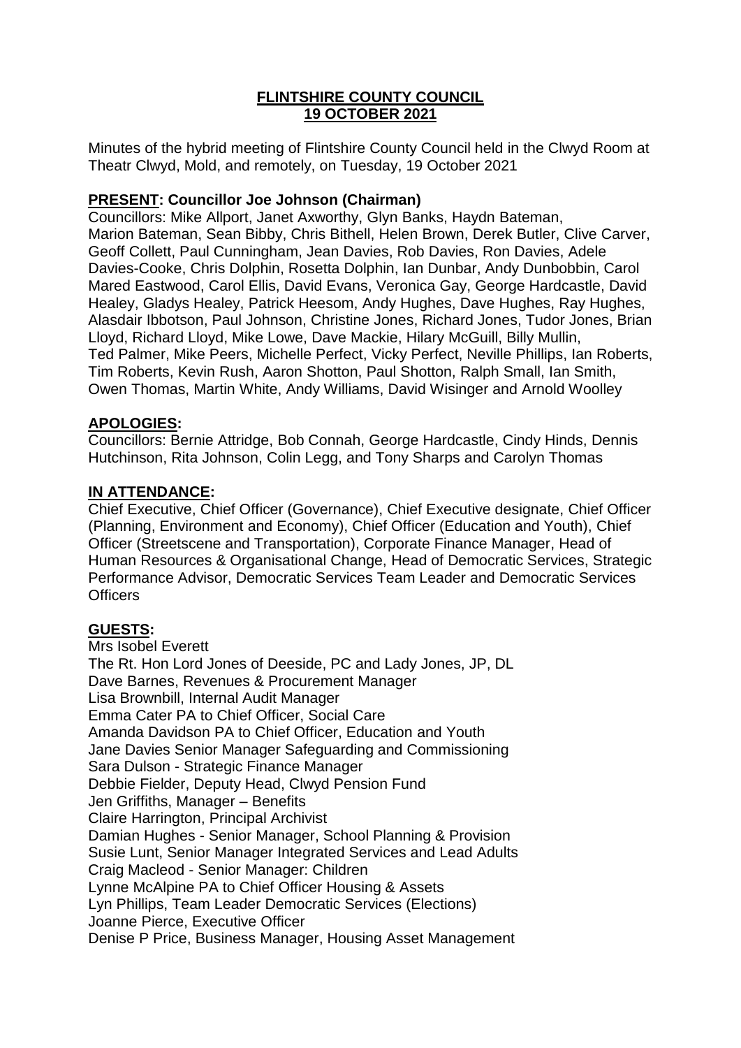# FLINTSHIRE COUNTY COUNCIL
## 19 OCTOBER 2021

Minutes of the hybrid meeting of Flintshire County Council held in the Clwyd Room at Theatr Clwyd, Mold, and remotely, on Tuesday, 19 October 2021

**PRESENT: Councillor Joe Johnson (Chairman)**
Councillors: Mike Allport, Janet Axworthy, Glyn Banks, Haydn Bateman, Marion Bateman, Sean Bibby, Chris Bithell, Helen Brown, Derek Butler, Clive Carver, Geoff Collett, Paul Cunningham, Jean Davies, Rob Davies, Ron Davies, Adele Davies-Cooke, Chris Dolphin, Rosetta Dolphin, Ian Dunbar, Andy Dunbobbin, Carol Mared Eastwood, Carol Ellis, David Evans, Veronica Gay, George Hardcastle, David Healey, Gladys Healey, Patrick Heesom, Andy Hughes, Dave Hughes, Ray Hughes, Alasdair Ibbotson, Paul Johnson, Christine Jones, Richard Jones, Tudor Jones, Brian Lloyd, Richard Lloyd, Mike Lowe, Dave Mackie, Hilary McGuill, Billy Mullin, Ted Palmer, Mike Peers, Michelle Perfect, Vicky Perfect, Neville Phillips, Ian Roberts, Tim Roberts, Kevin Rush, Aaron Shotton, Paul Shotton, Ralph Small, Ian Smith, Owen Thomas, Martin White, Andy Williams, David Wisinger and Arnold Woolley

**APOLOGIES:**
Councillors: Bernie Attridge, Bob Connah, George Hardcastle, Cindy Hinds, Dennis Hutchinson, Rita Johnson, Colin Legg, and Tony Sharps and Carolyn Thomas

**IN ATTENDANCE:**
Chief Executive, Chief Officer (Governance), Chief Executive designate, Chief Officer (Planning, Environment and Economy), Chief Officer (Education and Youth), Chief Officer (Streetscene and Transportation), Corporate Finance Manager, Head of Human Resources & Organisational Change, Head of Democratic Services, Strategic Performance Advisor, Democratic Services Team Leader and Democratic Services Officers

**GUESTS:**
Mrs Isobel Everett
The Rt. Hon Lord Jones of Deeside, PC and Lady Jones, JP, DL
Dave Barnes, Revenues & Procurement Manager
Lisa Brownbill, Internal Audit Manager
Emma Cater PA to Chief Officer, Social Care
Amanda Davidson PA to Chief Officer, Education and Youth
Jane Davies Senior Manager Safeguarding and Commissioning
Sara Dulson - Strategic Finance Manager
Debbie Fielder, Deputy Head, Clwyd Pension Fund
Jen Griffiths, Manager – Benefits
Claire Harrington, Principal Archivist
Damian Hughes - Senior Manager, School Planning & Provision
Susie Lunt, Senior Manager Integrated Services and Lead Adults
Craig Macleod - Senior Manager: Children
Lynne McAlpine PA to Chief Officer Housing & Assets
Lyn Phillips, Team Leader Democratic Services (Elections)
Joanne Pierce, Executive Officer
Denise P Price, Business Manager, Housing Asset Management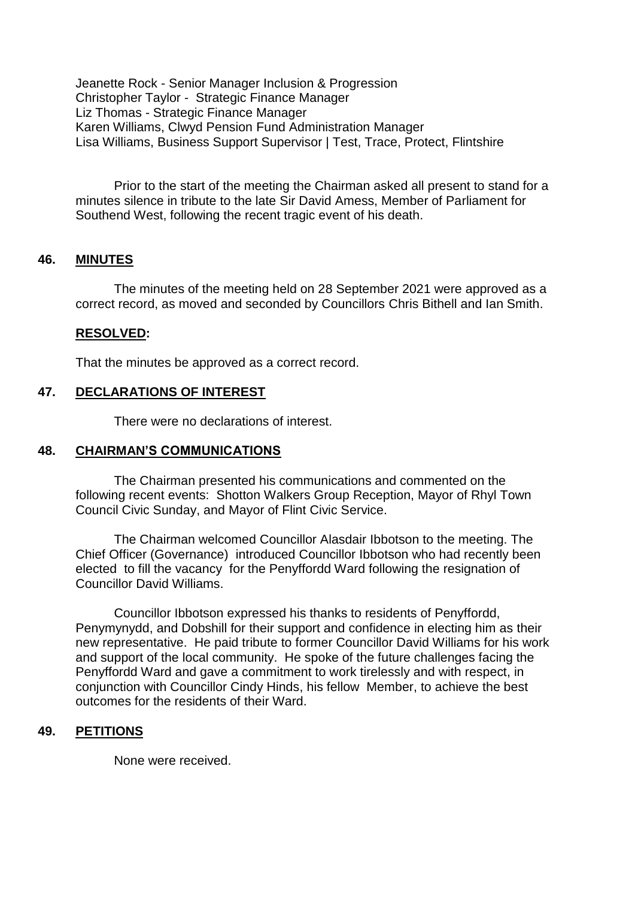Jeanette Rock - Senior Manager Inclusion & Progression
Christopher Taylor - Strategic Finance Manager
Liz Thomas - Strategic Finance Manager
Karen Williams, Clwyd Pension Fund Administration Manager
Lisa Williams, Business Support Supervisor | Test, Trace, Protect, Flintshire

Prior to the start of the meeting the Chairman asked all present to stand for a minutes silence in tribute to the late Sir David Amess, Member of Parliament for Southend West, following the recent tragic event of his death.

## 46. MINUTES

The minutes of the meeting held on 28 September 2021 were approved as a correct record, as moved and seconded by Councillors Chris Bithell and Ian Smith.

**RESOLVED:**

That the minutes be approved as a correct record.

## 47. DECLARATIONS OF INTEREST

There were no declarations of interest.

## 48. CHAIRMAN'S COMMUNICATIONS

The Chairman presented his communications and commented on the following recent events: Shotton Walkers Group Reception, Mayor of Rhyl Town Council Civic Sunday, and Mayor of Flint Civic Service.

The Chairman welcomed Councillor Alasdair Ibbotson to the meeting. The Chief Officer (Governance) introduced Councillor Ibbotson who had recently been elected to fill the vacancy for the Penyffordd Ward following the resignation of Councillor David Williams.

Councillor Ibbotson expressed his thanks to residents of Penyffordd, Penymynydd, and Dobshill for their support and confidence in electing him as their new representative. He paid tribute to former Councillor David Williams for his work and support of the local community. He spoke of the future challenges facing the Penyffordd Ward and gave a commitment to work tirelessly and with respect, in conjunction with Councillor Cindy Hinds, his fellow Member, to achieve the best outcomes for the residents of their Ward.

## 49. PETITIONS

None were received.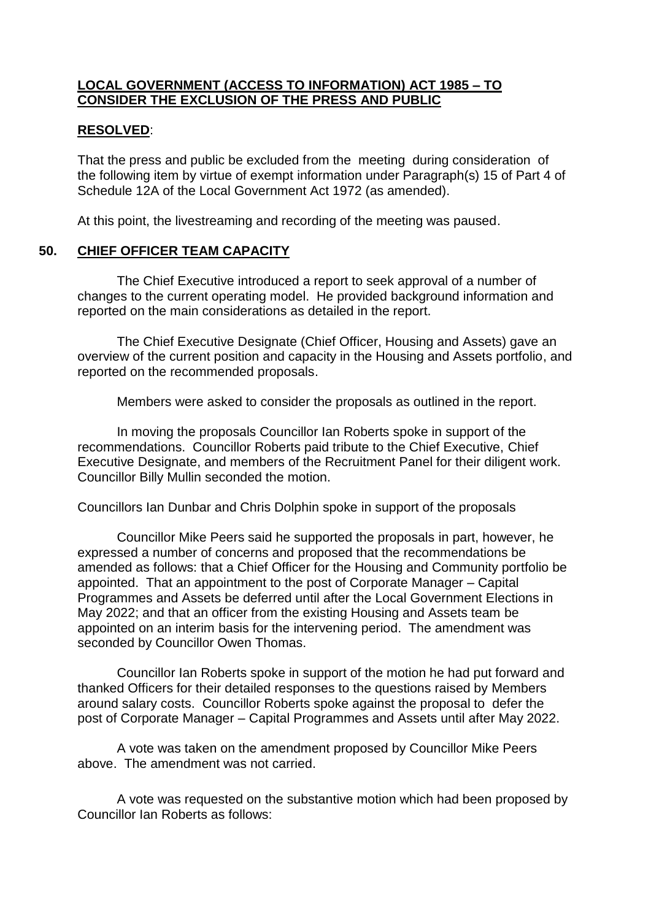**LOCAL GOVERNMENT (ACCESS TO INFORMATION) ACT 1985 – TO CONSIDER THE EXCLUSION OF THE PRESS AND PUBLIC**

**RESOLVED**:

That the press and public be excluded from the meeting during consideration of the following item by virtue of exempt information under Paragraph(s) 15 of Part 4 of Schedule 12A of the Local Government Act 1972 (as amended).

At this point, the livestreaming and recording of the meeting was paused.

## 50. CHIEF OFFICER TEAM CAPACITY

The Chief Executive introduced a report to seek approval of a number of changes to the current operating model. He provided background information and reported on the main considerations as detailed in the report.

The Chief Executive Designate (Chief Officer, Housing and Assets) gave an overview of the current position and capacity in the Housing and Assets portfolio, and reported on the recommended proposals.

Members were asked to consider the proposals as outlined in the report.

In moving the proposals Councillor Ian Roberts spoke in support of the recommendations. Councillor Roberts paid tribute to the Chief Executive, Chief Executive Designate, and members of the Recruitment Panel for their diligent work. Councillor Billy Mullin seconded the motion.

Councillors Ian Dunbar and Chris Dolphin spoke in support of the proposals

Councillor Mike Peers said he supported the proposals in part, however, he expressed a number of concerns and proposed that the recommendations be amended as follows: that a Chief Officer for the Housing and Community portfolio be appointed. That an appointment to the post of Corporate Manager – Capital Programmes and Assets be deferred until after the Local Government Elections in May 2022; and that an officer from the existing Housing and Assets team be appointed on an interim basis for the intervening period. The amendment was seconded by Councillor Owen Thomas.

Councillor Ian Roberts spoke in support of the motion he had put forward and thanked Officers for their detailed responses to the questions raised by Members around salary costs. Councillor Roberts spoke against the proposal to defer the post of Corporate Manager – Capital Programmes and Assets until after May 2022.

A vote was taken on the amendment proposed by Councillor Mike Peers above. The amendment was not carried.

A vote was requested on the substantive motion which had been proposed by Councillor Ian Roberts as follows: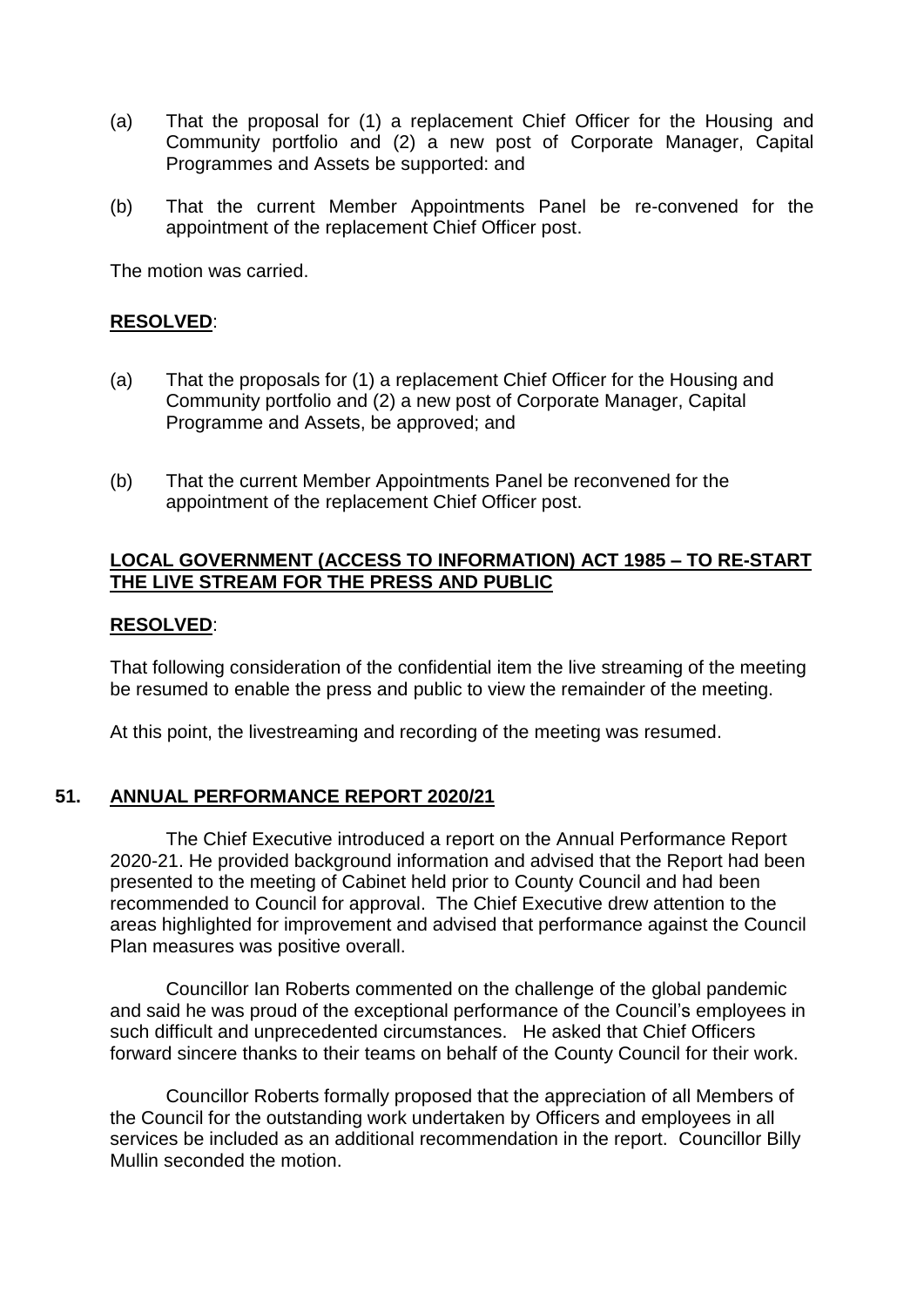(a) That the proposal for (1) a replacement Chief Officer for the Housing and Community portfolio and (2) a new post of Corporate Manager, Capital Programmes and Assets be supported: and

(b) That the current Member Appointments Panel be re-convened for the appointment of the replacement Chief Officer post.

The motion was carried.

**RESOLVED**:

(a) That the proposals for (1) a replacement Chief Officer for the Housing and Community portfolio and (2) a new post of Corporate Manager, Capital Programme and Assets, be approved; and

(b) That the current Member Appointments Panel be reconvened for the appointment of the replacement Chief Officer post.

**LOCAL GOVERNMENT (ACCESS TO INFORMATION) ACT 1985 – TO RE-START THE LIVE STREAM FOR THE PRESS AND PUBLIC**

**RESOLVED**:

That following consideration of the confidential item the live streaming of the meeting be resumed to enable the press and public to view the remainder of the meeting.

At this point, the livestreaming and recording of the meeting was resumed.

## 51. ANNUAL PERFORMANCE REPORT 2020/21

The Chief Executive introduced a report on the Annual Performance Report 2020-21. He provided background information and advised that the Report had been presented to the meeting of Cabinet held prior to County Council and had been recommended to Council for approval. The Chief Executive drew attention to the areas highlighted for improvement and advised that performance against the Council Plan measures was positive overall.

Councillor Ian Roberts commented on the challenge of the global pandemic and said he was proud of the exceptional performance of the Council's employees in such difficult and unprecedented circumstances. He asked that Chief Officers forward sincere thanks to their teams on behalf of the County Council for their work.

Councillor Roberts formally proposed that the appreciation of all Members of the Council for the outstanding work undertaken by Officers and employees in all services be included as an additional recommendation in the report. Councillor Billy Mullin seconded the motion.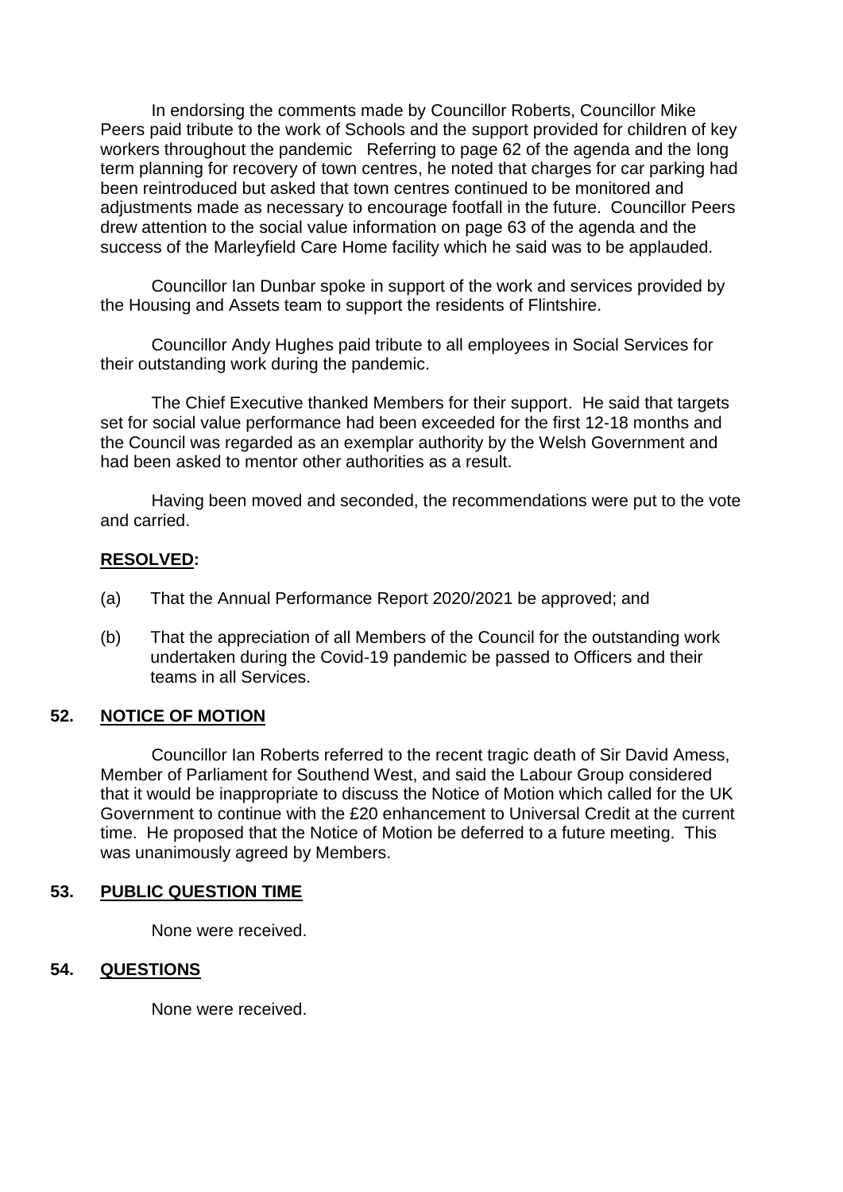In endorsing the comments made by Councillor Roberts, Councillor Mike Peers paid tribute to the work of Schools and the support provided for children of key workers throughout the pandemic   Referring to page 62 of the agenda and the long term planning for recovery of town centres, he noted that charges for car parking had been reintroduced but asked that town centres continued to be monitored and adjustments made as necessary to encourage footfall in the future.  Councillor Peers drew attention to the social value information on page 63 of the agenda and the success of the Marleyfield Care Home facility which he said was to be applauded.

Councillor Ian Dunbar spoke in support of the work and services provided by the Housing and Assets team to support the residents of Flintshire.

Councillor Andy Hughes paid tribute to all employees in Social Services for their outstanding work during the pandemic.

The Chief Executive thanked Members for their support.  He said that targets set for social value performance had been exceeded for the first 12-18 months and the Council was regarded as an exemplar authority by the Welsh Government and had been asked to mentor other authorities as a result.

Having been moved and seconded, the recommendations were put to the vote and carried.

**RESOLVED:**

(a) That the Annual Performance Report 2020/2021 be approved; and

(b) That the appreciation of all Members of the Council for the outstanding work undertaken during the Covid-19 pandemic be passed to Officers and their teams in all Services.

## 52. NOTICE OF MOTION

Councillor Ian Roberts referred to the recent tragic death of Sir David Amess, Member of Parliament for Southend West, and said the Labour Group considered that it would be inappropriate to discuss the Notice of Motion which called for the UK Government to continue with the £20 enhancement to Universal Credit at the current time.  He proposed that the Notice of Motion be deferred to a future meeting.  This was unanimously agreed by Members.

## 53. PUBLIC QUESTION TIME

None were received.

## 54. QUESTIONS

None were received.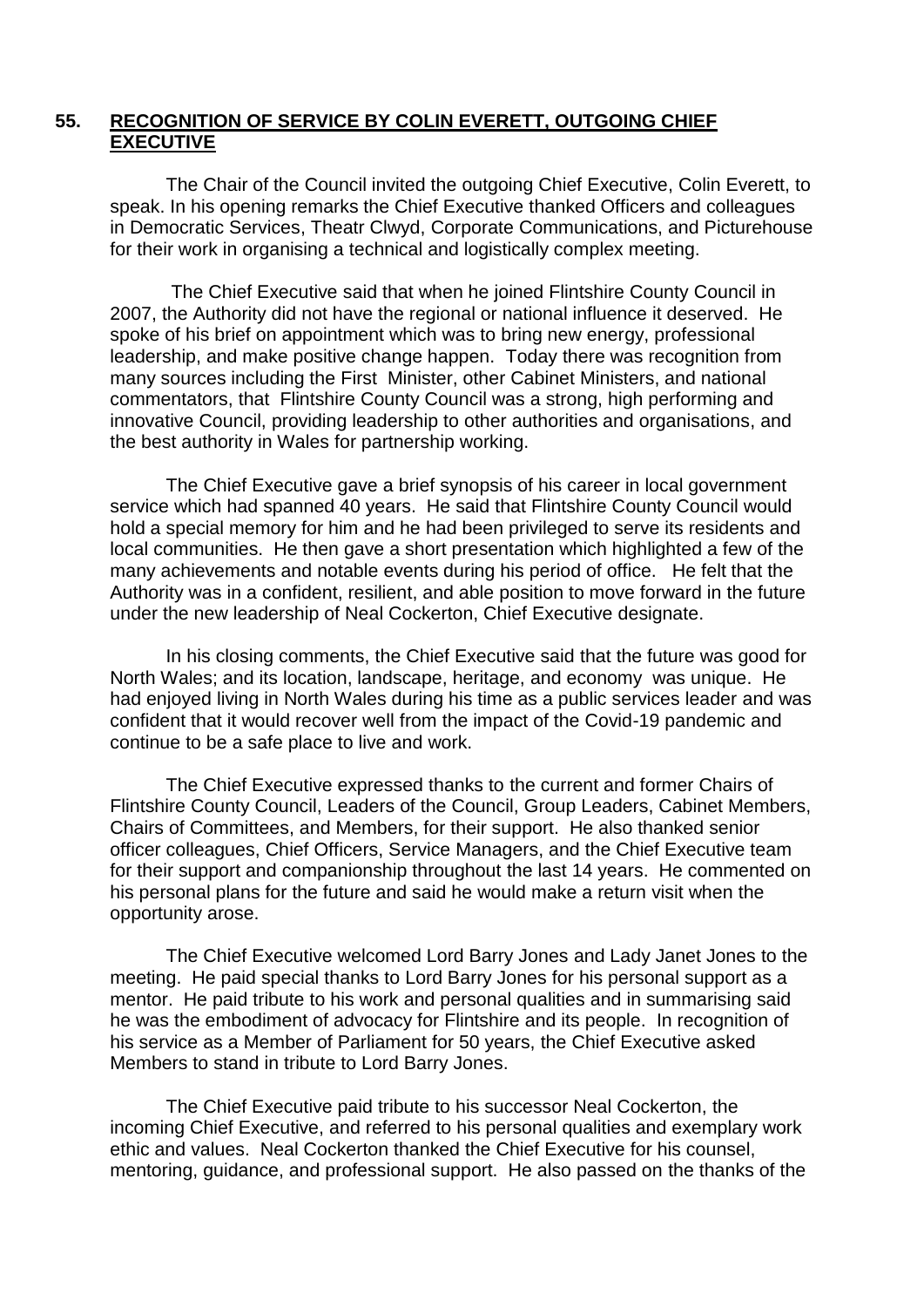## 55. RECOGNITION OF SERVICE BY COLIN EVERETT, OUTGOING CHIEF EXECUTIVE

The Chair of the Council invited the outgoing Chief Executive, Colin Everett, to speak. In his opening remarks the Chief Executive thanked Officers and colleagues in Democratic Services, Theatr Clwyd, Corporate Communications, and Picturehouse for their work in organising a technical and logistically complex meeting.

The Chief Executive said that when he joined Flintshire County Council in 2007, the Authority did not have the regional or national influence it deserved. He spoke of his brief on appointment which was to bring new energy, professional leadership, and make positive change happen. Today there was recognition from many sources including the First Minister, other Cabinet Ministers, and national commentators, that Flintshire County Council was a strong, high performing and innovative Council, providing leadership to other authorities and organisations, and the best authority in Wales for partnership working.

The Chief Executive gave a brief synopsis of his career in local government service which had spanned 40 years. He said that Flintshire County Council would hold a special memory for him and he had been privileged to serve its residents and local communities. He then gave a short presentation which highlighted a few of the many achievements and notable events during his period of office. He felt that the Authority was in a confident, resilient, and able position to move forward in the future under the new leadership of Neal Cockerton, Chief Executive designate.

In his closing comments, the Chief Executive said that the future was good for North Wales; and its location, landscape, heritage, and economy was unique. He had enjoyed living in North Wales during his time as a public services leader and was confident that it would recover well from the impact of the Covid-19 pandemic and continue to be a safe place to live and work.

The Chief Executive expressed thanks to the current and former Chairs of Flintshire County Council, Leaders of the Council, Group Leaders, Cabinet Members, Chairs of Committees, and Members, for their support. He also thanked senior officer colleagues, Chief Officers, Service Managers, and the Chief Executive team for their support and companionship throughout the last 14 years. He commented on his personal plans for the future and said he would make a return visit when the opportunity arose.

The Chief Executive welcomed Lord Barry Jones and Lady Janet Jones to the meeting. He paid special thanks to Lord Barry Jones for his personal support as a mentor. He paid tribute to his work and personal qualities and in summarising said he was the embodiment of advocacy for Flintshire and its people. In recognition of his service as a Member of Parliament for 50 years, the Chief Executive asked Members to stand in tribute to Lord Barry Jones.

The Chief Executive paid tribute to his successor Neal Cockerton, the incoming Chief Executive, and referred to his personal qualities and exemplary work ethic and values. Neal Cockerton thanked the Chief Executive for his counsel, mentoring, guidance, and professional support. He also passed on the thanks of the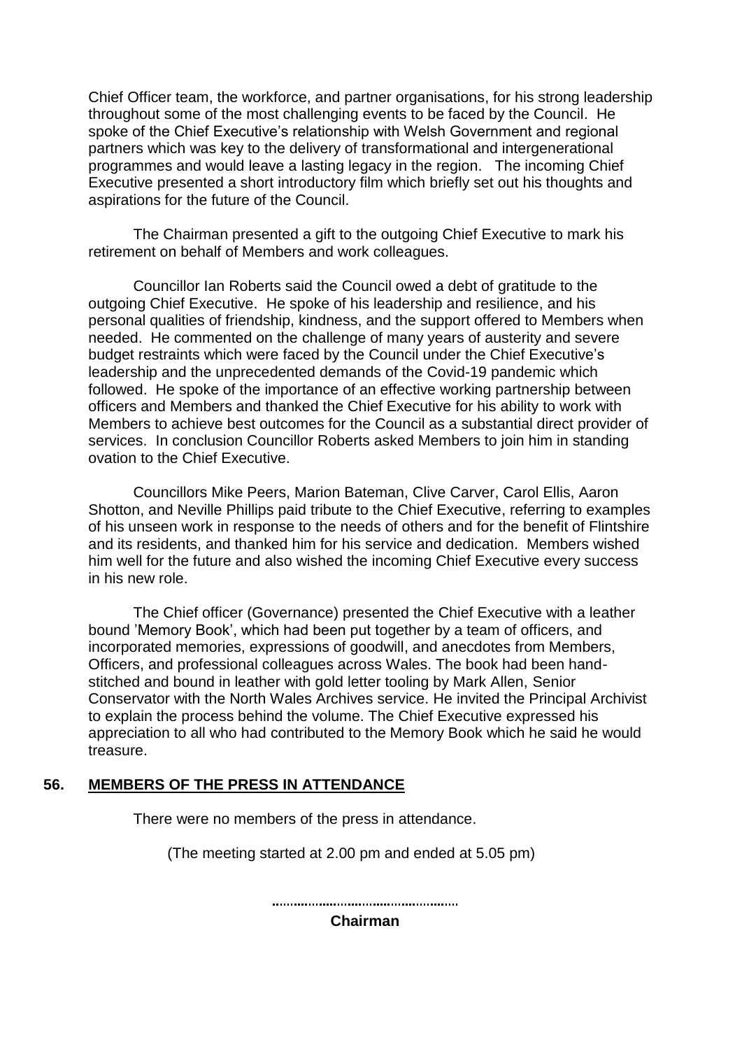Chief Officer team, the workforce, and partner organisations, for his strong leadership throughout some of the most challenging events to be faced by the Council. He spoke of the Chief Executive's relationship with Welsh Government and regional partners which was key to the delivery of transformational and intergenerational programmes and would leave a lasting legacy in the region. The incoming Chief Executive presented a short introductory film which briefly set out his thoughts and aspirations for the future of the Council.

The Chairman presented a gift to the outgoing Chief Executive to mark his retirement on behalf of Members and work colleagues.

Councillor Ian Roberts said the Council owed a debt of gratitude to the outgoing Chief Executive. He spoke of his leadership and resilience, and his personal qualities of friendship, kindness, and the support offered to Members when needed. He commented on the challenge of many years of austerity and severe budget restraints which were faced by the Council under the Chief Executive's leadership and the unprecedented demands of the Covid-19 pandemic which followed. He spoke of the importance of an effective working partnership between officers and Members and thanked the Chief Executive for his ability to work with Members to achieve best outcomes for the Council as a substantial direct provider of services. In conclusion Councillor Roberts asked Members to join him in standing ovation to the Chief Executive.

Councillors Mike Peers, Marion Bateman, Clive Carver, Carol Ellis, Aaron Shotton, and Neville Phillips paid tribute to the Chief Executive, referring to examples of his unseen work in response to the needs of others and for the benefit of Flintshire and its residents, and thanked him for his service and dedication. Members wished him well for the future and also wished the incoming Chief Executive every success in his new role.

The Chief officer (Governance) presented the Chief Executive with a leather bound 'Memory Book', which had been put together by a team of officers, and incorporated memories, expressions of goodwill, and anecdotes from Members, Officers, and professional colleagues across Wales. The book had been hand-stitched and bound in leather with gold letter tooling by Mark Allen, Senior Conservator with the North Wales Archives service. He invited the Principal Archivist to explain the process behind the volume. The Chief Executive expressed his appreciation to all who had contributed to the Memory Book which he said he would treasure.

## 56. MEMBERS OF THE PRESS IN ATTENDANCE

There were no members of the press in attendance.

(The meeting started at 2.00 pm and ended at 5.05 pm)

……………………………………………

**Chairman**